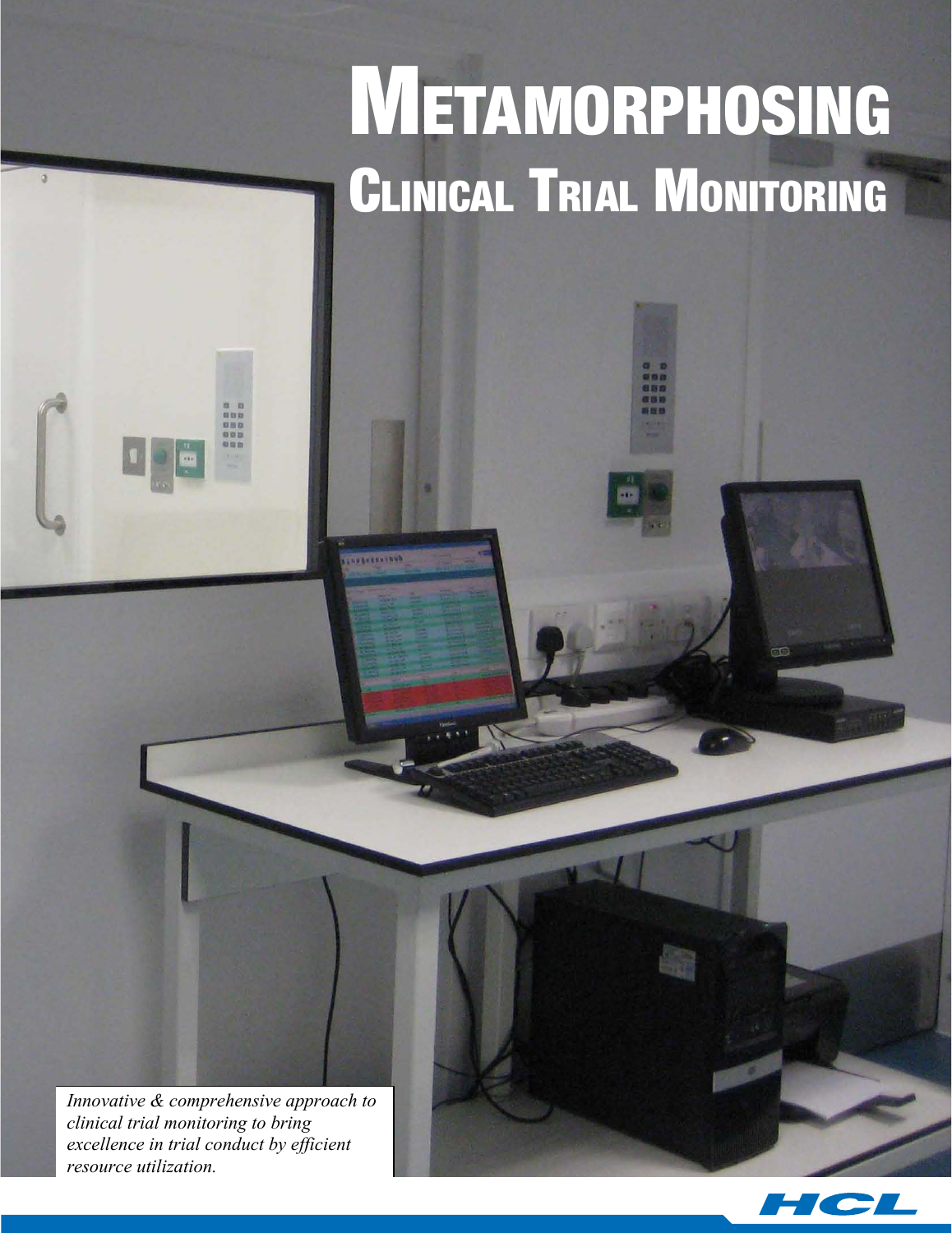# METAMORPHOSING

## CLINICAL TRIAL MONITORING

*Innovative & comprehensive approach to clinical trial monitoring to bring excellence in trial conduct by efficient resource utilization.*

HCL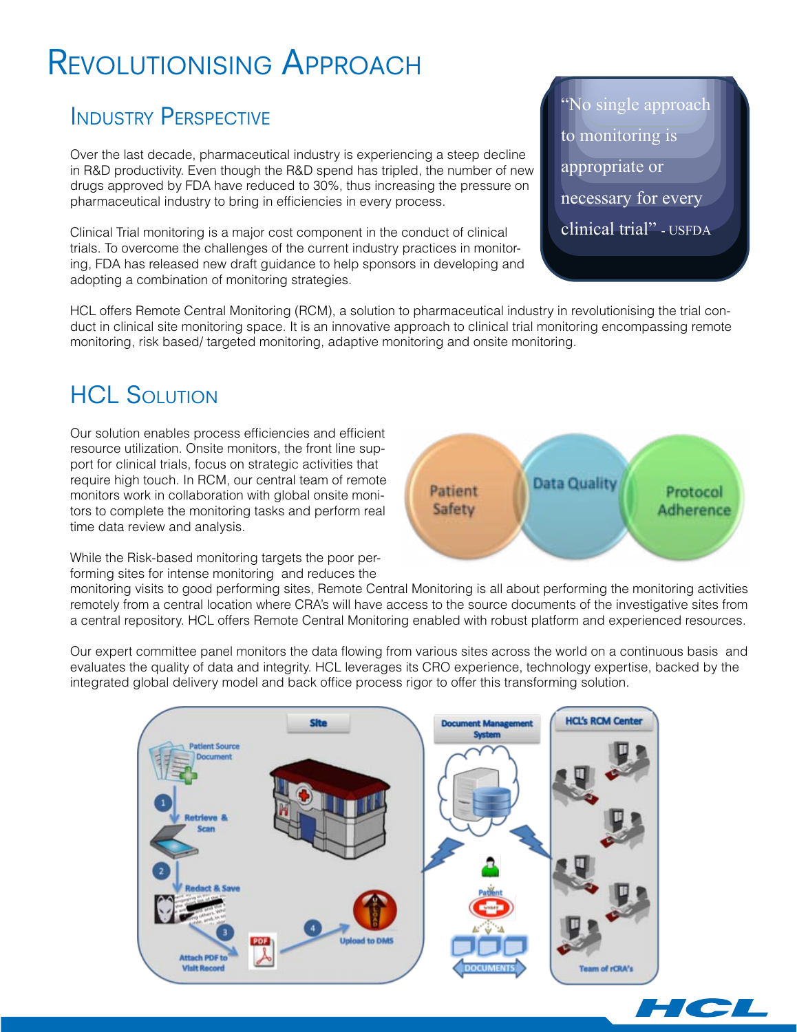# Revolutionising Approach

## Industry Perspective

Over the last decade, pharmaceutical industry is experiencing a steep decline in R&D productivity. Even though the R&D spend has tripled, the number of new drugs approved by FDA have reduced to 30%, thus increasing the pressure on pharmaceutical industry to bring in efficiencies in every process.

Clinical Trial monitoring is a major cost component in the conduct of clinical trials. To overcome the challenges of the current industry practices in monitoring, FDA has released new draft guidance to help sponsors in developing and adopting a combination of monitoring strategies.

> "No single approach to monitoring is appropriate or necessary for every clinical trial" - USFDA

HCL offers Remote Central Monitoring (RCM), a solution to pharmaceutical industry in revolutionising the trial conduct in clinical site monitoring space. It is an innovative approach to clinical trial monitoring encompassing remote monitoring, risk based/ targeted monitoring, adaptive monitoring and onsite monitoring.

## HCL Solution

Our solution enables process efficiencies and efficient resource utilization. Onsite monitors, the front line support for clinical trials, focus on strategic activities that require high touch. In RCM, our central team of remote monitors work in collaboration with global onsite monitors to complete the monitoring tasks and perform real time data review and analysis.

Patient Safety | Data Quality | Protocol Adherence

While the Risk-based monitoring targets the poor performing sites for intense monitoring and reduces the monitoring visits to good performing sites, Remote Central Monitoring is all about performing the monitoring activities remotely from a central location where CRA's will have access to the source documents of the investigative sites from a central repository. HCL offers Remote Central Monitoring enabled with robust platform and experienced resources.

Our expert committee panel monitors the data flowing from various sites across the world on a continuous basis and evaluates the quality of data and integrity. HCL leverages its CRO experience, technology expertise, backed by the integrated global delivery model and back office process rigor to offer this transforming solution.

Site: Patient Source Document → 1 Retrieve & Scan → 2 Redact & Save → 3 Attach PDF to Visit Record → 4 Upload to DMS

Document Management System: Patient, Visit, Documents

HCL's RCM Center: Team of rCRA's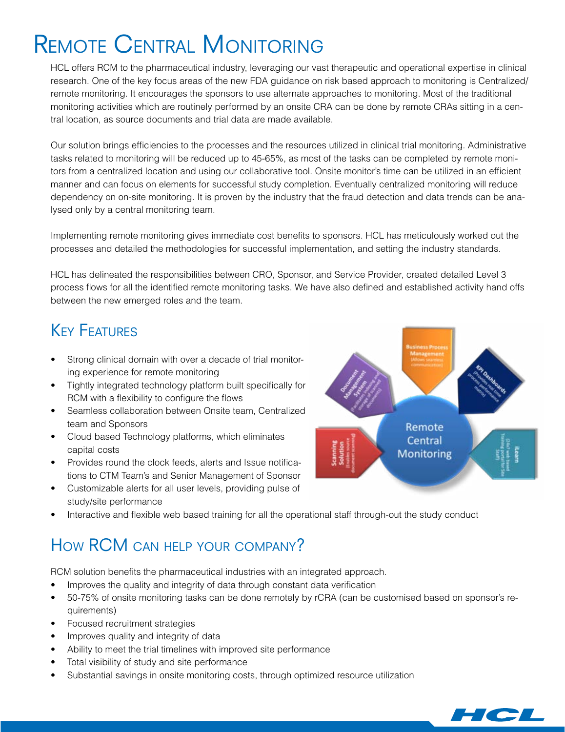# Remote Central Monitoring

HCL offers RCM to the pharmaceutical industry, leveraging our vast therapeutic and operational expertise in clinical research. One of the key focus areas of the new FDA guidance on risk based approach to monitoring is Centralized/remote monitoring. It encourages the sponsors to use alternate approaches to monitoring. Most of the traditional monitoring activities which are routinely performed by an onsite CRA can be done by remote CRAs sitting in a central location, as source documents and trial data are made available.

Our solution brings efficiencies to the processes and the resources utilized in clinical trial monitoring. Administrative tasks related to monitoring will be reduced up to 45-65%, as most of the tasks can be completed by remote monitors from a centralized location and using our collaborative tool. Onsite monitor's time can be utilized in an efficient manner and can focus on elements for successful study completion. Eventually centralized monitoring will reduce dependency on on-site monitoring. It is proven by the industry that the fraud detection and data trends can be analysed only by a central monitoring team.

Implementing remote monitoring gives immediate cost benefits to sponsors. HCL has meticulously worked out the processes and detailed the methodologies for successful implementation, and setting the industry standards.

HCL has delineated the responsibilities between CRO, Sponsor, and Service Provider, created detailed Level 3 process flows for all the identified remote monitoring tasks. We have also defined and established activity hand offs between the new emerged roles and the team.

## Key Features

- Strong clinical domain with over a decade of trial monitoring experience for remote monitoring
- Tightly integrated technology platform built specifically for RCM with a flexibility to configure the flows
- Seamless collaboration between Onsite team, Centralized team and Sponsors
- Cloud based Technology platforms, which eliminates capital costs
- Provides round the clock feeds, alerts and Issue notifications to CTM Team's and Senior Management of Sponsor
- Customizable alerts for all user levels, providing pulse of study/site performance
- Interactive and flexible web based training for all the operational staff through-out the study conduct

Remote Central Monitoring

Business Process Management (Allows seamless communication)

KPI Dashboards (Provides real time process performance matrix)

iLearn (24x7 web based Training portal for Site Staff)

Scanning Solution (Enables source document scanning)

Document Management System (Facilitates viewing and storage of scanned documents)

## How RCM can help your company?

RCM solution benefits the pharmaceutical industries with an integrated approach.

- Improves the quality and integrity of data through constant data verification
- 50-75% of onsite monitoring tasks can be done remotely by rCRA (can be customised based on sponsor's requirements)
- Focused recruitment strategies
- Improves quality and integrity of data
- Ability to meet the trial timelines with improved site performance
- Total visibility of study and site performance
- Substantial savings in onsite monitoring costs, through optimized resource utilization